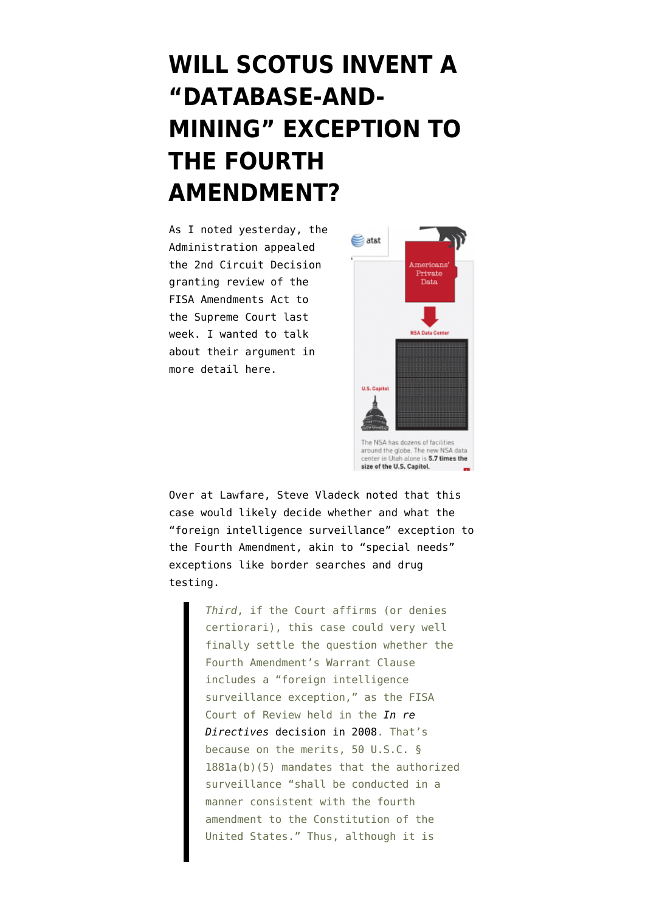# WILL SCOTUS INVENT A "DATABASE-AND-MINING" EXCEPTION TO THE FOURTH AMENDMENT?

As I noted yesterday, the Administration appealed the 2nd Circuit Decision granting review of the FISA Amendments Act to the Supreme Court last week. I wanted to talk about their argument in more detail here.

Over at Lawfare, Steve Vladeck noted that this case would likely decide whether and what the "foreign intelligence surveillance" exception to the Fourth Amendment, akin to "special needs" exceptions like border searches and drug testing.

> *Third*, if the Court affirms (or denies certiorari), this case could very well finally settle the question whether the Fourth Amendment's Warrant Clause includes a "foreign intelligence surveillance exception," as the FISA Court of Review held in the ***In re Directives*** decision in 2008. That's because on the merits, 50 U.S.C. § 1881a(b)(5) mandates that the authorized surveillance "shall be conducted in a manner consistent with the fourth amendment to the Constitution of the United States." Thus, although it is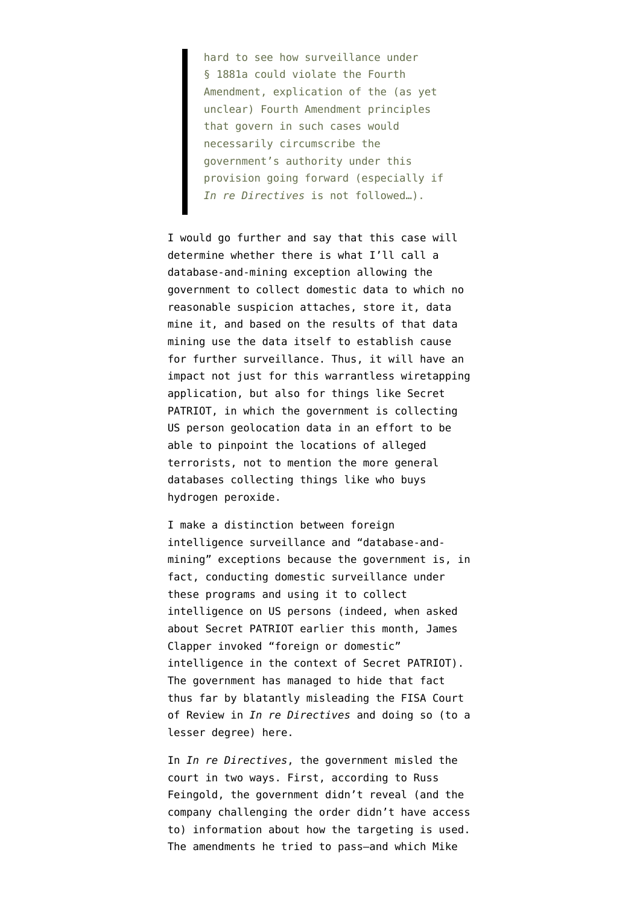> hard to see how surveillance under § 1881a could violate the Fourth Amendment, explication of the (as yet unclear) Fourth Amendment principles that govern in such cases would necessarily circumscribe the government's authority under this provision going forward (especially if *In re Directives* is not followed…).

I would go further and say that this case will determine whether there is what I'll call a database-and-mining exception allowing the government to collect domestic data to which no reasonable suspicion attaches, store it, data mine it, and based on the results of that data mining use the data itself to establish cause for further surveillance. Thus, it will have an impact not just for this warrantless wiretapping application, but also for things like Secret PATRIOT, in which the government is collecting US person geolocation data in an effort to be able to pinpoint the locations of alleged terrorists, not to mention the more general databases collecting things like who buys hydrogen peroxide.

I make a distinction between foreign intelligence surveillance and "database-and-mining" exceptions because the government is, in fact, conducting domestic surveillance under these programs and using it to collect intelligence on US persons (indeed, when asked about Secret PATRIOT earlier this month, James Clapper invoked "foreign or domestic" intelligence in the context of Secret PATRIOT). The government has managed to hide that fact thus far by blatantly misleading the FISA Court of Review in *In re Directives* and doing so (to a lesser degree) here.

In *In re Directives*, the government misled the court in two ways. First, according to Russ Feingold, the government didn't reveal (and the company challenging the order didn't have access to) information about how the targeting is used. The amendments he tried to pass—and which Mike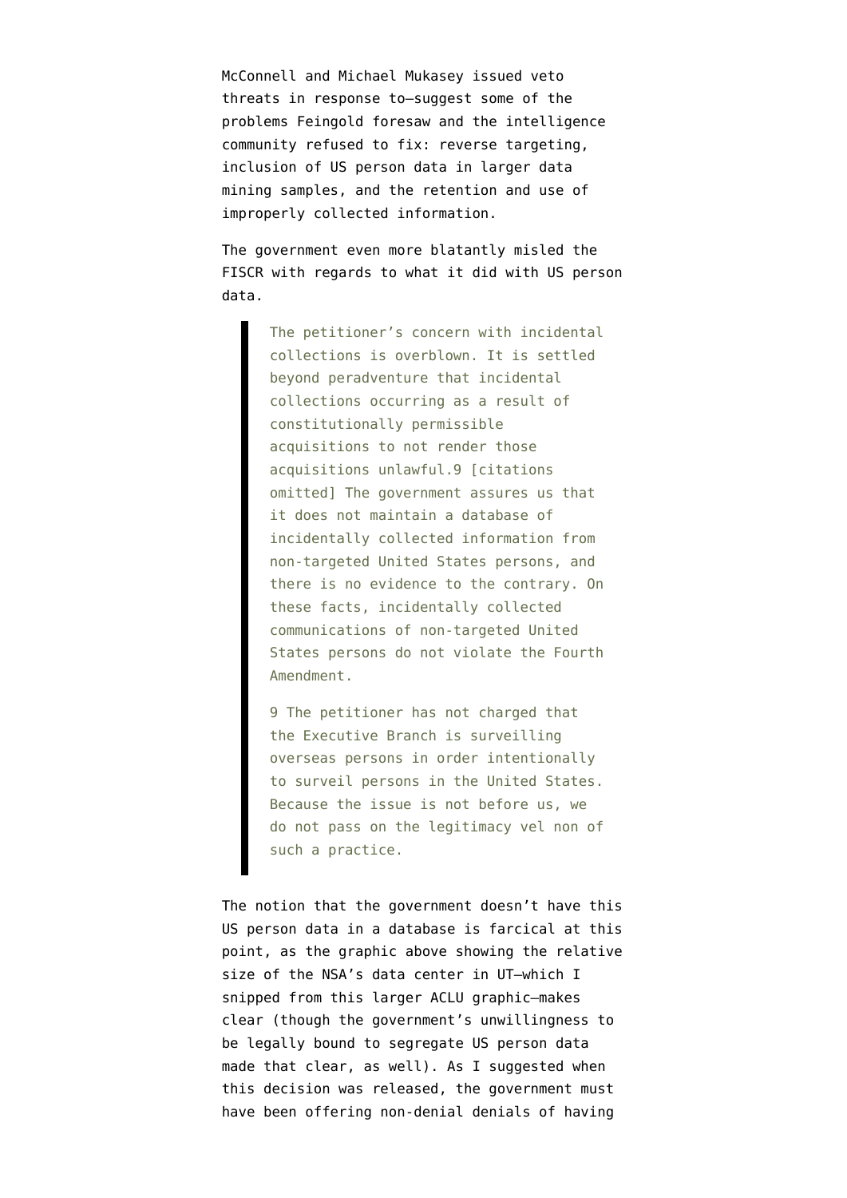McConnell and Michael Mukasey issued veto threats in response to—suggest some of the problems Feingold foresaw and the intelligence community refused to fix: reverse targeting, inclusion of US person data in larger data mining samples, and the retention and use of improperly collected information.

The government even more blatantly misled the FISCR with regards to what it did with US person data.

> The petitioner's concern with incidental collections is overblown. It is settled beyond peradventure that incidental collections occurring as a result of constitutionally permissible acquisitions to not render those acquisitions unlawful.9 [citations omitted] The government assures us that it does not maintain a database of incidentally collected information from non-targeted United States persons, and there is no evidence to the contrary. On these facts, incidentally collected communications of non-targeted United States persons do not violate the Fourth Amendment.
>
> 9 The petitioner has not charged that the Executive Branch is surveilling overseas persons in order intentionally to surveil persons in the United States. Because the issue is not before us, we do not pass on the legitimacy vel non of such a practice.

The notion that the government doesn't have this US person data in a database is farcical at this point, as the graphic above showing the relative size of the NSA's data center in UT—which I snipped from this larger ACLU graphic—makes clear (though the government's unwillingness to be legally bound to segregate US person data made that clear, as well). As I suggested when this decision was released, the government must have been offering non-denial denials of having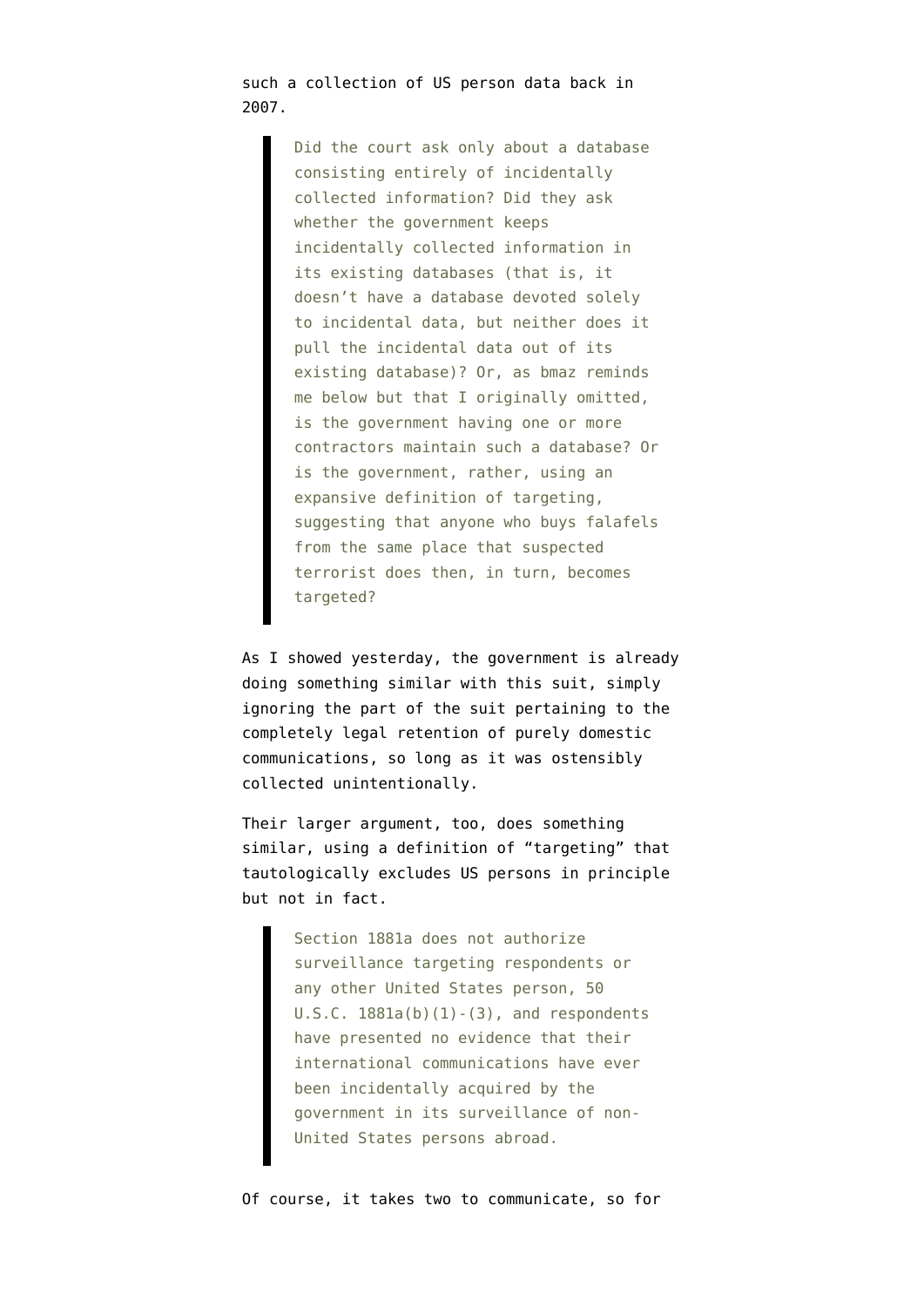such a collection of US person data back in 2007.

> Did the court ask only about a database consisting entirely of incidentally collected information? Did they ask whether the government keeps incidentally collected information in its existing databases (that is, it doesn't have a database devoted solely to incidental data, but neither does it pull the incidental data out of its existing database)? Or, as bmaz reminds me below but that I originally omitted, is the government having one or more contractors maintain such a database? Or is the government, rather, using an expansive definition of targeting, suggesting that anyone who buys falafels from the same place that suspected terrorist does then, in turn, becomes targeted?

As I showed yesterday, the government is already doing something similar with this suit, simply ignoring the part of the suit pertaining to the completely legal retention of purely domestic communications, so long as it was ostensibly collected unintentionally.

Their larger argument, too, does something similar, using a definition of "targeting" that tautologically excludes US persons in principle but not in fact.

> Section 1881a does not authorize surveillance targeting respondents or any other United States person, 50 U.S.C. 1881a(b)(1)-(3), and respondents have presented no evidence that their international communications have ever been incidentally acquired by the government in its surveillance of non-United States persons abroad.

Of course, it takes two to communicate, so for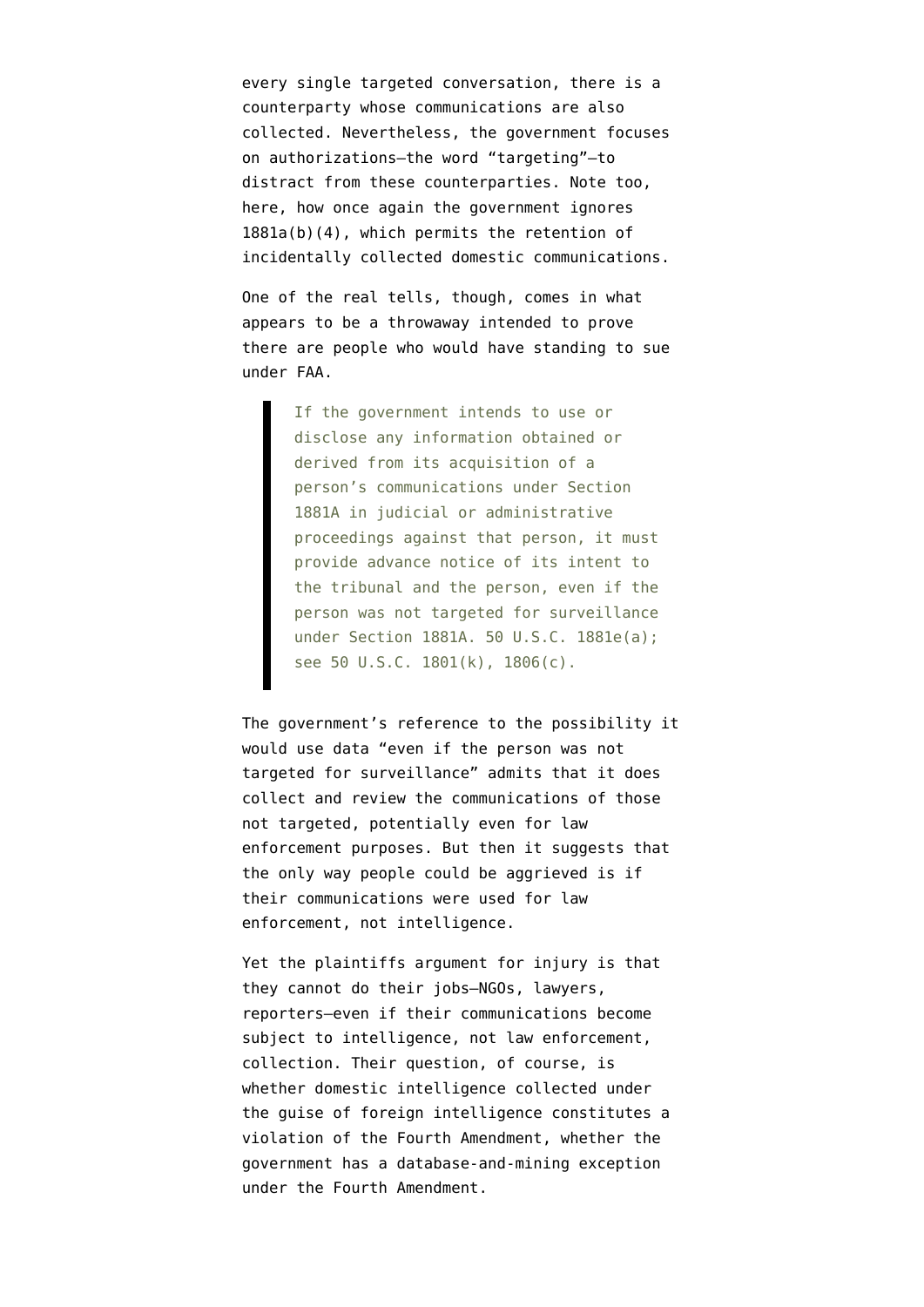every single targeted conversation, there is a counterparty whose communications are also collected. Nevertheless, the government focuses on authorizations—the word "targeting"—to distract from these counterparties. Note too, here, how once again the government ignores 1881a(b)(4), which permits the retention of incidentally collected domestic communications.

One of the real tells, though, comes in what appears to be a throwaway intended to prove there are people who would have standing to sue under FAA.

> If the government intends to use or disclose any information obtained or derived from its acquisition of a person's communications under Section 1881A in judicial or administrative proceedings against that person, it must provide advance notice of its intent to the tribunal and the person, even if the person was not targeted for surveillance under Section 1881A. 50 U.S.C. 1881e(a); see 50 U.S.C. 1801(k), 1806(c).

The government's reference to the possibility it would use data "even if the person was not targeted for surveillance" admits that it does collect and review the communications of those not targeted, potentially even for law enforcement purposes. But then it suggests that the only way people could be aggrieved is if their communications were used for law enforcement, not intelligence.

Yet the plaintiffs argument for injury is that they cannot do their jobs—NGOs, lawyers, reporters—even if their communications become subject to intelligence, not law enforcement, collection. Their question, of course, is whether domestic intelligence collected under the guise of foreign intelligence constitutes a violation of the Fourth Amendment, whether the government has a database-and-mining exception under the Fourth Amendment.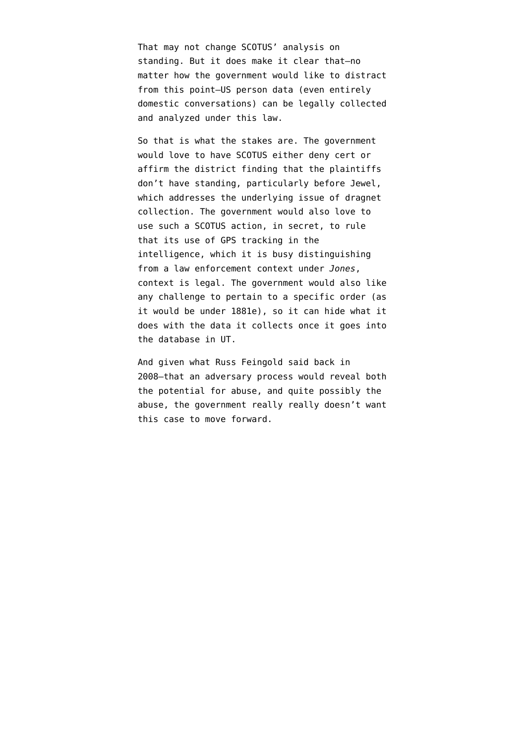That may not change SCOTUS' analysis on standing. But it does make it clear that—no matter how the government would like to distract from this point—US person data (even entirely domestic conversations) can be legally collected and analyzed under this law.

So that is what the stakes are. The government would love to have SCOTUS either deny cert or affirm the district finding that the plaintiffs don't have standing, particularly before Jewel, which addresses the underlying issue of dragnet collection. The government would also love to use such a SCOTUS action, in secret, to rule that its use of GPS tracking in the intelligence, which it is busy distinguishing from a law enforcement context under *Jones*, context is legal. The government would also like any challenge to pertain to a specific order (as it would be under 1881e), so it can hide what it does with the data it collects once it goes into the database in UT.

And given what Russ Feingold said back in 2008—that an adversary process would reveal both the potential for abuse, and quite possibly the abuse, the government really really doesn't want this case to move forward.